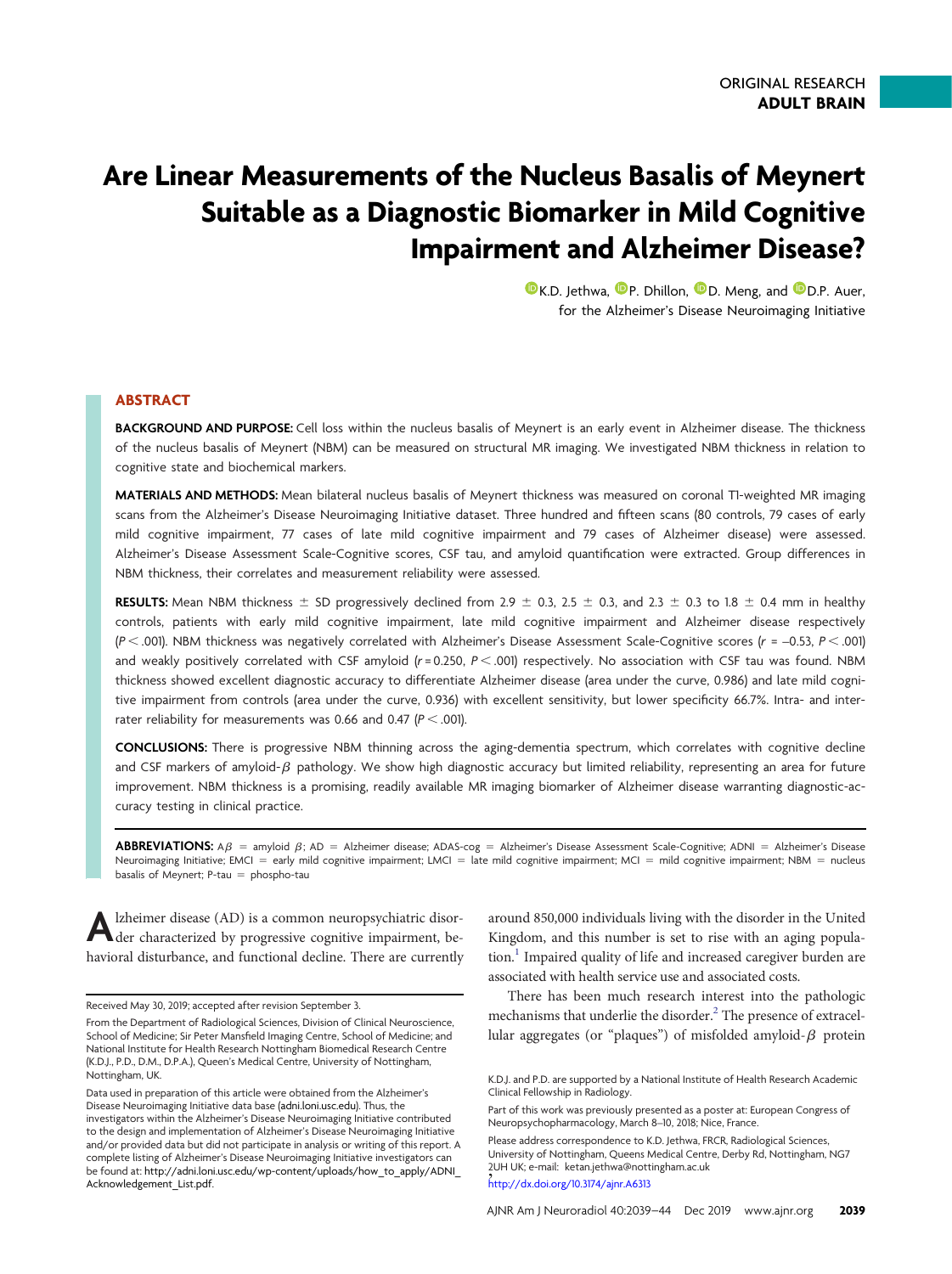ORIGINAL RESEARCH
**ADULT BRAIN**

# Are Linear Measurements of the Nucleus Basalis of Meynert Suitable as a Diagnostic Biomarker in Mild Cognitive Impairment and Alzheimer Disease?

K.D. Jethwa, P. Dhillon, D. Meng, and D.P. Auer, for the Alzheimer's Disease Neuroimaging Initiative

## ABSTRACT

**BACKGROUND AND PURPOSE:** Cell loss within the nucleus basalis of Meynert is an early event in Alzheimer disease. The thickness of the nucleus basalis of Meynert (NBM) can be measured on structural MR imaging. We investigated NBM thickness in relation to cognitive state and biochemical markers.

**MATERIALS AND METHODS:** Mean bilateral nucleus basalis of Meynert thickness was measured on coronal T1-weighted MR imaging scans from the Alzheimer's Disease Neuroimaging Initiative dataset. Three hundred and fifteen scans (80 controls, 79 cases of early mild cognitive impairment, 77 cases of late mild cognitive impairment and 79 cases of Alzheimer disease) were assessed. Alzheimer's Disease Assessment Scale-Cognitive scores, CSF tau, and amyloid quantification were extracted. Group differences in NBM thickness, their correlates and measurement reliability were assessed.

**RESULTS:** Mean NBM thickness ± SD progressively declined from 2.9 ± 0.3, 2.5 ± 0.3, and 2.3 ± 0.3 to 1.8 ± 0.4 mm in healthy controls, patients with early mild cognitive impairment, late mild cognitive impairment and Alzheimer disease respectively ($P < .001$). NBM thickness was negatively correlated with Alzheimer's Disease Assessment Scale-Cognitive scores ($r = –0.53$, $P < .001$) and weakly positively correlated with CSF amyloid ($r = 0.250$, $P < .001$) respectively. No association with CSF tau was found. NBM thickness showed excellent diagnostic accuracy to differentiate Alzheimer disease (area under the curve, 0.986) and late mild cognitive impairment from controls (area under the curve, 0.936) with excellent sensitivity, but lower specificity 66.7%. Intra- and inter-rater reliability for measurements was 0.66 and 0.47 ($P < .001$).

**CONCLUSIONS:** There is progressive NBM thinning across the aging-dementia spectrum, which correlates with cognitive decline and CSF markers of amyloid-$\beta$ pathology. We show high diagnostic accuracy but limited reliability, representing an area for future improvement. NBM thickness is a promising, readily available MR imaging biomarker of Alzheimer disease warranting diagnostic-accuracy testing in clinical practice.

**ABBREVIATIONS:** A$\beta$ = amyloid $\beta$; AD = Alzheimer disease; ADAS-cog = Alzheimer's Disease Assessment Scale-Cognitive; ADNI = Alzheimer's Disease Neuroimaging Initiative; EMCI = early mild cognitive impairment; LMCI = late mild cognitive impairment; MCI = mild cognitive impairment; NBM = nucleus basalis of Meynert; P-tau = phospho-tau

Alzheimer disease (AD) is a common neuropsychiatric disorder characterized by progressive cognitive impairment, behavioral disturbance, and functional decline. There are currently around 850,000 individuals living with the disorder in the United Kingdom, and this number is set to rise with an aging population.[1] Impaired quality of life and increased caregiver burden are associated with health service use and associated costs.

There has been much research interest into the pathologic mechanisms that underlie the disorder.[2] The presence of extracellular aggregates (or "plaques") of misfolded amyloid-$\beta$ protein

Received May 30, 2019; accepted after revision September 3.

From the Department of Radiological Sciences, Division of Clinical Neuroscience, School of Medicine; Sir Peter Mansfield Imaging Centre, School of Medicine; and National Institute for Health Research Nottingham Biomedical Research Centre (K.D.J., P.D., D.M., D.P.A.), Queen's Medical Centre, University of Nottingham, Nottingham, UK.

Data used in preparation of this article were obtained from the Alzheimer's Disease Neuroimaging Initiative data base (adni.loni.usc.edu). Thus, the investigators within the Alzheimer's Disease Neuroimaging Initiative contributed to the design and implementation of Alzheimer's Disease Neuroimaging Initiative and/or provided data but did not participate in analysis or writing of this report. A complete listing of Alzheimer's Disease Neuroimaging Initiative investigators can be found at: http://adni.loni.usc.edu/wp-content/uploads/how_to_apply/ADNI_Acknowledgement_List.pdf.

K.D.J. and P.D. are supported by a National Institute of Health Research Academic Clinical Fellowship in Radiology.

Part of this work was previously presented as a poster at: European Congress of Neuropsychopharmacology, March 8–10, 2018; Nice, France.

Please address correspondence to K.D. Jethwa, FRCR, Radiological Sciences, University of Nottingham, Queens Medical Centre, Derby Rd, Nottingham, NG7 2UH UK; e-mail: ketan.jethwa@nottingham.ac.uk

http://dx.doi.org/10.3174/ajnr.A6313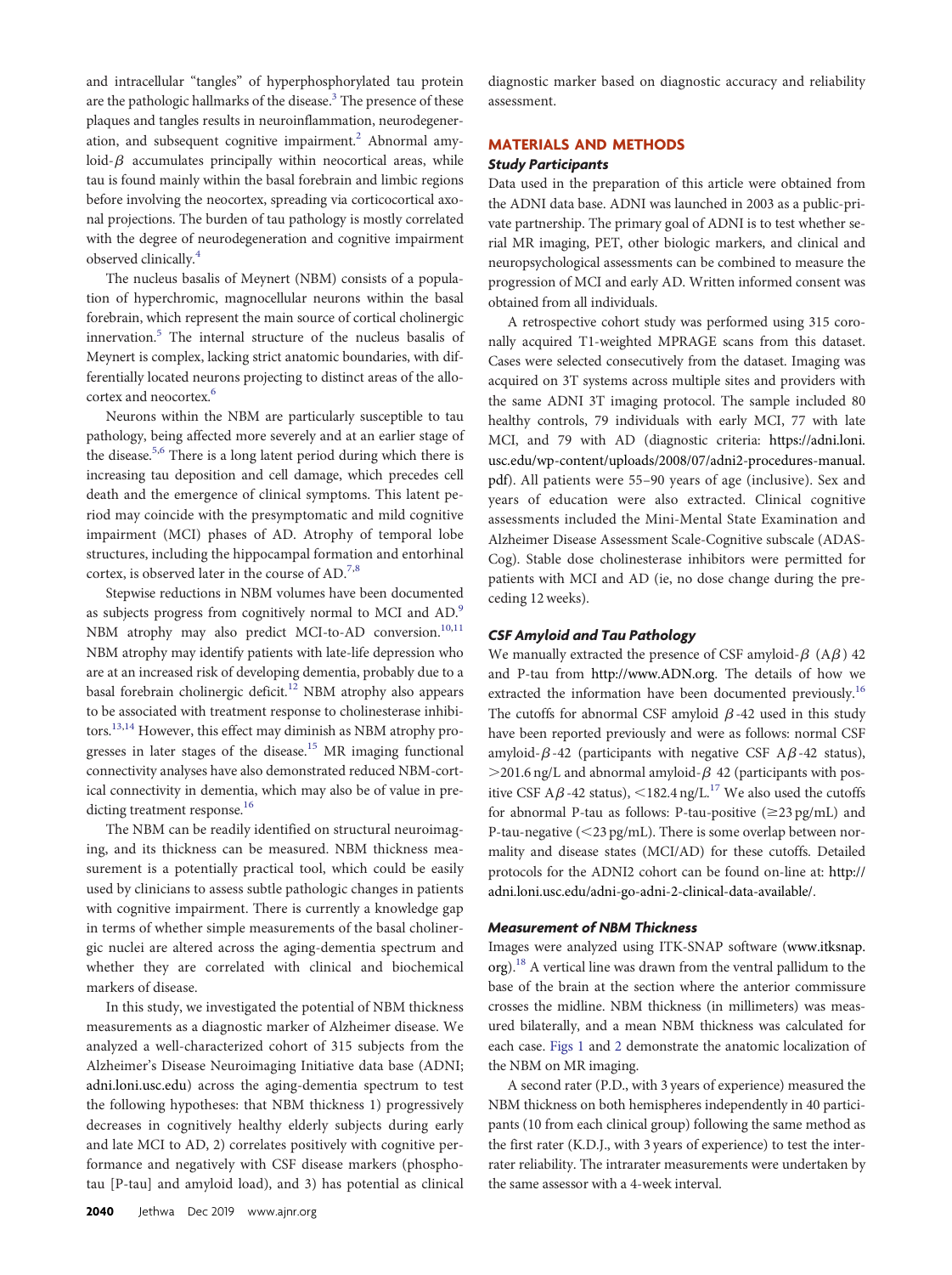and intracellular "tangles" of hyperphosphorylated tau protein are the pathologic hallmarks of the disease.[3] The presence of these plaques and tangles results in neuroinflammation, neurodegeneration, and subsequent cognitive impairment.[2] Abnormal amyloid-$\beta$ accumulates principally within neocortical areas, while tau is found mainly within the basal forebrain and limbic regions before involving the neocortex, spreading via corticocortical axonal projections. The burden of tau pathology is mostly correlated with the degree of neurodegeneration and cognitive impairment observed clinically.[4]

The nucleus basalis of Meynert (NBM) consists of a population of hyperchromic, magnocellular neurons within the basal forebrain, which represent the main source of cortical cholinergic innervation.[5] The internal structure of the nucleus basalis of Meynert is complex, lacking strict anatomic boundaries, with differentially located neurons projecting to distinct areas of the allocortex and neocortex.[6]

Neurons within the NBM are particularly susceptible to tau pathology, being affected more severely and at an earlier stage of the disease.[5,6] There is a long latent period during which there is increasing tau deposition and cell damage, which precedes cell death and the emergence of clinical symptoms. This latent period may coincide with the presymptomatic and mild cognitive impairment (MCI) phases of AD. Atrophy of temporal lobe structures, including the hippocampal formation and entorhinal cortex, is observed later in the course of AD.[7,8]

Stepwise reductions in NBM volumes have been documented as subjects progress from cognitively normal to MCI and AD.[9] NBM atrophy may also predict MCI-to-AD conversion.[10,11] NBM atrophy may identify patients with late-life depression who are at an increased risk of developing dementia, probably due to a basal forebrain cholinergic deficit.[12] NBM atrophy also appears to be associated with treatment response to cholinesterase inhibitors.[13,14] However, this effect may diminish as NBM atrophy progresses in later stages of the disease.[15] MR imaging functional connectivity analyses have also demonstrated reduced NBM-cortical connectivity in dementia, which may also be of value in predicting treatment response.[16]

The NBM can be readily identified on structural neuroimaging, and its thickness can be measured. NBM thickness measurement is a potentially practical tool, which could be easily used by clinicians to assess subtle pathologic changes in patients with cognitive impairment. There is currently a knowledge gap in terms of whether simple measurements of the basal cholinergic nuclei are altered across the aging-dementia spectrum and whether they are correlated with clinical and biochemical markers of disease.

In this study, we investigated the potential of NBM thickness measurements as a diagnostic marker of Alzheimer disease. We analyzed a well-characterized cohort of 315 subjects from the Alzheimer's Disease Neuroimaging Initiative data base (ADNI; adni.loni.usc.edu) across the aging-dementia spectrum to test the following hypotheses: that NBM thickness 1) progressively decreases in cognitively healthy elderly subjects during early and late MCI to AD, 2) correlates positively with cognitive performance and negatively with CSF disease markers (phospho-tau [P-tau] and amyloid load), and 3) has potential as clinical diagnostic marker based on diagnostic accuracy and reliability assessment.

## MATERIALS AND METHODS

### Study Participants

Data used in the preparation of this article were obtained from the ADNI data base. ADNI was launched in 2003 as a public-private partnership. The primary goal of ADNI is to test whether serial MR imaging, PET, other biologic markers, and clinical and neuropsychological assessments can be combined to measure the progression of MCI and early AD. Written informed consent was obtained from all individuals.

A retrospective cohort study was performed using 315 coronally acquired T1-weighted MPRAGE scans from this dataset. Cases were selected consecutively from the dataset. Imaging was acquired on 3T systems across multiple sites and providers with the same ADNI 3T imaging protocol. The sample included 80 healthy controls, 79 individuals with early MCI, 77 with late MCI, and 79 with AD (diagnostic criteria: https://adni.loni.usc.edu/wp-content/uploads/2008/07/adni2-procedures-manual.pdf). All patients were 55–90 years of age (inclusive). Sex and years of education were also extracted. Clinical cognitive assessments included the Mini-Mental State Examination and Alzheimer Disease Assessment Scale-Cognitive subscale (ADAS-Cog). Stable dose cholinesterase inhibitors were permitted for patients with MCI and AD (ie, no dose change during the preceding 12 weeks).

### CSF Amyloid and Tau Pathology

We manually extracted the presence of CSF amyloid-$\beta$ (A$\beta$) 42 and P-tau from http://www.ADN.org. The details of how we extracted the information have been documented previously.[16] The cutoffs for abnormal CSF amyloid $\beta$-42 used in this study have been reported previously and were as follows: normal CSF amyloid-$\beta$-42 (participants with negative CSF A$\beta$-42 status), >201.6 ng/L and abnormal amyloid-$\beta$ 42 (participants with positive CSF A$\beta$-42 status), <182.4 ng/L.[17] We also used the cutoffs for abnormal P-tau as follows: P-tau-positive (≥23 pg/mL) and P-tau-negative (<23 pg/mL). There is some overlap between normality and disease states (MCI/AD) for these cutoffs. Detailed protocols for the ADNI2 cohort can be found on-line at: http://adni.loni.usc.edu/adni-go-adni-2-clinical-data-available/.

### Measurement of NBM Thickness

Images were analyzed using ITK-SNAP software (www.itksnap.org).[18] A vertical line was drawn from the ventral pallidum to the base of the brain at the section where the anterior commissure crosses the midline. NBM thickness (in millimeters) was measured bilaterally, and a mean NBM thickness was calculated for each case. Figs 1 and 2 demonstrate the anatomic localization of the NBM on MR imaging.

A second rater (P.D., with 3 years of experience) measured the NBM thickness on both hemispheres independently in 40 participants (10 from each clinical group) following the same method as the first rater (K.D.J., with 3 years of experience) to test the interrater reliability. The intrarater measurements were undertaken by the same assessor with a 4-week interval.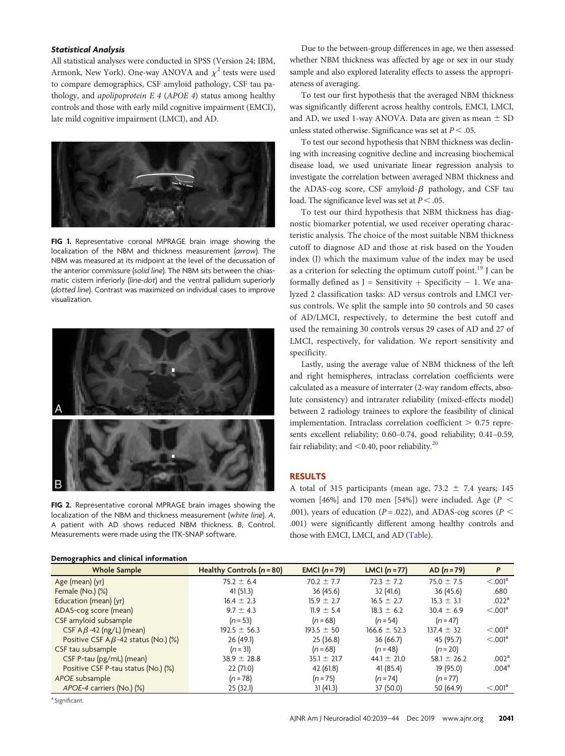### *Statistical Analysis*

All statistical analyses were conducted in SPSS (Version 24; IBM, Armonk, New York). One-way ANOVA and $\chi^2$ tests were used to compare demographics, CSF amyloid pathology, CSF tau pathology, and *apolipoprotein E 4* (*APOE 4*) status among healthy controls and those with early mild cognitive impairment (EMCI), late mild cognitive impairment (LMCI), and AD.

**FIG 1.** Representative coronal MPRAGE brain image showing the localization of the NBM and thickness measurement (*arrow*). The NBM was measured at its midpoint at the level of the decussation of the anterior commissure (*solid line*). The NBM sits between the chiasmatic cistern inferiorly (*line-dot*) and the ventral pallidum superiorly (*dotted line*). Contrast was maximized on individual cases to improve visualization.

**FIG 2.** Representative coronal MPRAGE brain images showing the localization of the NBM and thickness measurement (*white line*). *A*, A patient with AD shows reduced NBM thickness. *B*, Control. Measurements were made using the ITK-SNAP software.

Due to the between-group differences in age, we then assessed whether NBM thickness was affected by age or sex in our study sample and also explored laterality effects to assess the appropriateness of averaging.

To test our first hypothesis that the averaged NBM thickness was significantly different across healthy controls, EMCI, LMCI, and AD, we used 1-way ANOVA. Data are given as mean ± SD unless stated otherwise. Significance was set at $P < .05$.

To test our second hypothesis that NBM thickness was declining with increasing cognitive decline and increasing biochemical disease load, we used univariate linear regression analysis to investigate the correlation between averaged NBM thickness and the ADAS-cog score, CSF amyloid-$\beta$ pathology, and CSF tau load. The significance level was set at $P < .05$.

To test our third hypothesis that NBM thickness has diagnostic biomarker potential, we used receiver operating characteristic analysis. The choice of the most suitable NBM thickness cutoff to diagnose AD and those at risk based on the Youden index (J) which the maximum value of the index may be used as a criterion for selecting the optimum cutoff point.[19] J can be formally defined as J = Sensitivity + Specificity − 1. We analyzed 2 classification tasks: AD versus controls and LMCI versus controls. We split the sample into 50 controls and 50 cases of AD/LMCI, respectively, to determine the best cutoff and used the remaining 30 controls versus 29 cases of AD and 27 of LMCI, respectively, for validation. We report sensitivity and specificity.

Lastly, using the average value of NBM thickness of the left and right hemispheres, intraclass correlation coefficients were calculated as a measure of interrater (2-way random effects, absolute consistency) and intrarater reliability (mixed-effects model) between 2 radiology trainees to explore the feasibility of clinical implementation. Intraclass correlation coefficient > 0.75 represents excellent reliability; 0.60–0.74, good reliability; 0.41–0.59, fair reliability; and <0.40, poor reliability.[20]

## RESULTS

A total of 315 participants (mean age, 73.2 ± 7.4 years; 145 women [46%] and 170 men [54%]) were included. Age ($P < .001$), years of education ($P = .022$), and ADAS-cog scores ($P < .001$) were significantly different among healthy controls and those with EMCI, LMCI, and AD (Table).

**Demographics and clinical information**

| Whole Sample | Healthy Controls (*n* = 80) | EMCI (*n* = 79) | LMCI (*n* = 77) | AD (*n* = 79) | *P* |
|---|---|---|---|---|---|
| Age (mean) (yr) | 75.2 ± 6.4 | 70.2 ± 7.7 | 72.3 ± 7.2 | 75.0 ± 7.5 | <.001[a] |
| Female (No.) (%) | 41 (51.3) | 36 (45.6) | 32 (41.6) | 36 (45.6) | .680 |
| Education (mean) (yr) | 16.4 ± 2.3 | 15.9 ± 2.7 | 16.5 ± 2.7 | 15.3 ± 3.1 | .022[a] |
| ADAS-cog score (mean) | 9.7 ± 4.3 | 11.9 ± 5.4 | 18.3 ± 6.2 | 30.4 ± 6.9 | <.001[a] |
| CSF amyloid subsample | (*n* = 53) | (*n* = 68) | (*n* = 54) | (*n* = 47) | |
| CSF A$\beta$-42 (ng/L) (mean) | 192.5 ± 56.3 | 193.5 ± 50 | 166.6 ± 52.3 | 137.4 ± 32 | <.001[a] |
| Positive CSF A$\beta$-42 status (No.) (%) | 26 (49.1) | 25 (36.8) | 36 (66.7) | 45 (95.7) | <.001[a] |
| CSF tau subsample | (*n* = 31) | (*n* = 68) | (*n* = 48) | (*n* = 20) | |
| CSF P-tau (pg/mL) (mean) | 38.9 ± 28.8 | 35.1 ± 21.7 | 44.1 ± 21.0 | 58.1 ± 26.2 | .002[a] |
| Positive CSF P-tau status (No.) (%) | 22 (71.0) | 42 (61.8) | 41 (85.4) | 19 (95.0) | .004[a] |
| *APOE* subsample | (*n* = 78) | (*n* = 75) | (*n* = 74) | (*n* = 77) | |
| *APOE-4* carriers (No.) (%) | 25 (32.1) | 31 (41.3) | 37 (50.0) | 50 (64.9) | <.001[a] |

[a] Significant.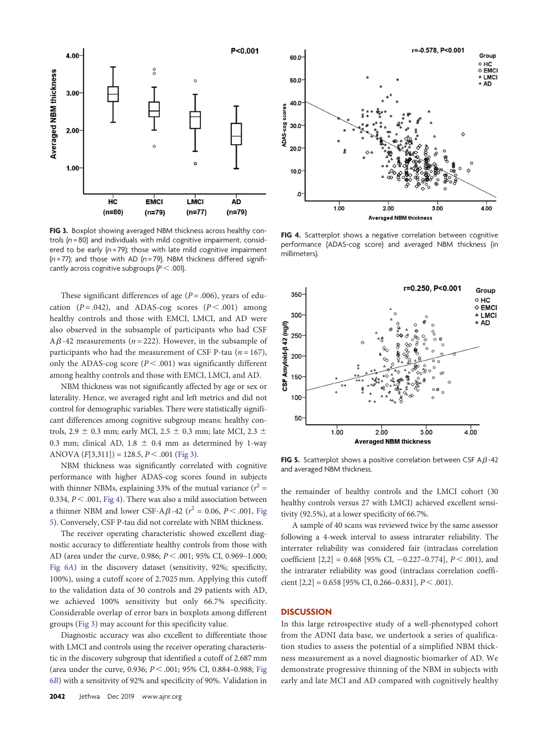**FIG 3.** Boxplot showing averaged NBM thickness across healthy controls ($n = 80$) and individuals with mild cognitive impairment, considered to be early ($n = 79$); those with late mild cognitive impairment ($n = 77$); and those with AD ($n = 79$). NBM thickness differed significantly across cognitive subgroups ($P < .001$).

**FIG 4.** Scatterplot shows a negative correlation between cognitive performance (ADAS-cog score) and averaged NBM thickness (in millimeters).

**FIG 5.** Scatterplot shows a positive correlation between CSF A$\beta$-42 and averaged NBM thickness.

These significant differences of age ($P = .006$), years of education ($P = .042$), and ADAS-cog scores ($P < .001$) among healthy controls and those with EMCI, LMCI, and AD were also observed in the subsample of participants who had CSF A$\beta$-42 measurements ($n = 222$). However, in the subsample of participants who had the measurement of CSF P-tau ($n = 167$), only the ADAS-cog score ($P < .001$) was significantly different among healthy controls and those with EMCI, LMCI, and AD.

NBM thickness was not significantly affected by age or sex or laterality. Hence, we averaged right and left metrics and did not control for demographic variables. There were statistically significant differences among cognitive subgroup means: healthy controls, 2.9 $\pm$ 0.3 mm; early MCI, 2.5 $\pm$ 0.3 mm; late MCI, 2.3 $\pm$ 0.3 mm; clinical AD, 1.8 $\pm$ 0.4 mm as determined by 1-way ANOVA ($F[3,311]) = 128.5$, $P < .001$ (Fig 3).

NBM thickness was significantly correlated with cognitive performance with higher ADAS-cog scores found in subjects with thinner NBMs, explaining 33% of the mutual variance ($r^2 = 0.334$, $P < .001$, Fig 4). There was also a mild association between a thinner NBM and lower CSF-A$\beta$-42 ($r^2 = 0.06$, $P < .001$, Fig 5). Conversely, CSF P-tau did not correlate with NBM thickness.

The receiver operating characteristic showed excellent diagnostic accuracy to differentiate healthy controls from those with AD (area under the curve, 0.986; $P < .001$; 95% CI, 0.969–1.000; Fig 6A) in the discovery dataset (sensitivity, 92%; specificity, 100%), using a cutoff score of 2.7025 mm. Applying this cutoff to the validation data of 30 controls and 29 patients with AD, we achieved 100% sensitivity but only 66.7% specificity. Considerable overlap of error bars in boxplots among different groups (Fig 3) may account for this specificity value.

Diagnostic accuracy was also excellent to differentiate those with LMCI and controls using the receiver operating characteristic in the discovery subgroup that identified a cutoff of 2.687 mm (area under the curve, 0.936; $P < .001$; 95% CI, 0.884–0.988; Fig 6B) with a sensitivity of 92% and specificity of 90%. Validation in the remainder of healthy controls and the LMCI cohort (30 healthy controls versus 27 with LMCI) achieved excellent sensitivity (92.5%), at a lower specificity of 66.7%.

A sample of 40 scans was reviewed twice by the same assessor following a 4-week interval to assess intrarater reliability. The interrater reliability was considered fair (intraclass correlation coefficient [2,2] = 0.468 [95% CI, −0.227–0.774], $P < .001$), and the intrarater reliability was good (intraclass correlation coefficient [2,2] = 0.658 [95% CI, 0.266–0.831], $P < .001$).

## DISCUSSION

In this large retrospective study of a well-phenotyped cohort from the ADNI data base, we undertook a series of qualification studies to assess the potential of a simplified NBM thickness measurement as a novel diagnostic biomarker of AD. We demonstrate progressive thinning of the NBM in subjects with early and late MCI and AD compared with cognitively healthy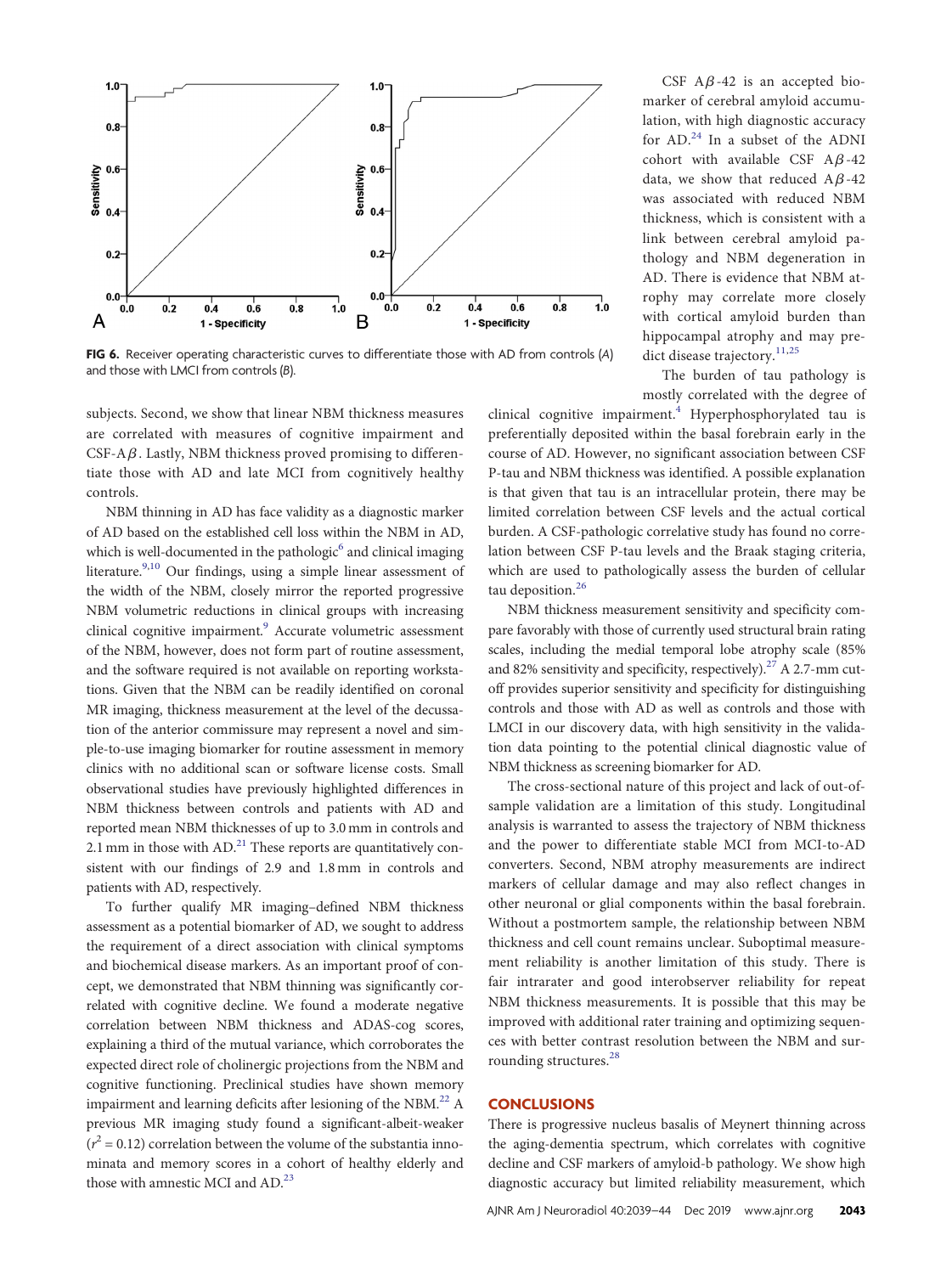FIG 6. Receiver operating characteristic curves to differentiate those with AD from controls (*A*) and those with LMCI from controls (*B*).

subjects. Second, we show that linear NBM thickness measures are correlated with measures of cognitive impairment and CSF-A$\beta$. Lastly, NBM thickness proved promising to differentiate those with AD and late MCI from cognitively healthy controls.

NBM thinning in AD has face validity as a diagnostic marker of AD based on the established cell loss within the NBM in AD, which is well-documented in the pathologic[6] and clinical imaging literature.[9,10] Our findings, using a simple linear assessment of the width of the NBM, closely mirror the reported progressive NBM volumetric reductions in clinical groups with increasing clinical cognitive impairment.[9] Accurate volumetric assessment of the NBM, however, does not form part of routine assessment, and the software required is not available on reporting workstations. Given that the NBM can be readily identified on coronal MR imaging, thickness measurement at the level of the decussation of the anterior commissure may represent a novel and simple-to-use imaging biomarker for routine assessment in memory clinics with no additional scan or software license costs. Small observational studies have previously highlighted differences in NBM thickness between controls and patients with AD and reported mean NBM thicknesses of up to 3.0 mm in controls and 2.1 mm in those with AD.[21] These reports are quantitatively consistent with our findings of 2.9 and 1.8 mm in controls and patients with AD, respectively.

To further qualify MR imaging–defined NBM thickness assessment as a potential biomarker of AD, we sought to address the requirement of a direct association with clinical symptoms and biochemical disease markers. As an important proof of concept, we demonstrated that NBM thinning was significantly correlated with cognitive decline. We found a moderate negative correlation between NBM thickness and ADAS-cog scores, explaining a third of the mutual variance, which corroborates the expected direct role of cholinergic projections from the NBM and cognitive functioning. Preclinical studies have shown memory impairment and learning deficits after lesioning of the NBM.[22] A previous MR imaging study found a significant-albeit-weaker ($r^2 = 0.12$) correlation between the volume of the substantia innominata and memory scores in a cohort of healthy elderly and those with amnestic MCI and AD.[23]

CSF A$\beta$-42 is an accepted biomarker of cerebral amyloid accumulation, with high diagnostic accuracy for AD.[24] In a subset of the ADNI cohort with available CSF A$\beta$-42 data, we show that reduced A$\beta$-42 was associated with reduced NBM thickness, which is consistent with a link between cerebral amyloid pathology and NBM degeneration in AD. There is evidence that NBM atrophy may correlate more closely with cortical amyloid burden than hippocampal atrophy and may predict disease trajectory.[11,25]

The burden of tau pathology is mostly correlated with the degree of clinical cognitive impairment.[4] Hyperphosphorylated tau is preferentially deposited within the basal forebrain early in the course of AD. However, no significant association between CSF P-tau and NBM thickness was identified. A possible explanation is that given that tau is an intracellular protein, there may be limited correlation between CSF levels and the actual cortical burden. A CSF-pathologic correlative study has found no correlation between CSF P-tau levels and the Braak staging criteria, which are used to pathologically assess the burden of cellular tau deposition.[26]

NBM thickness measurement sensitivity and specificity compare favorably with those of currently used structural brain rating scales, including the medial temporal lobe atrophy scale (85% and 82% sensitivity and specificity, respectively).[27] A 2.7-mm cutoff provides superior sensitivity and specificity for distinguishing controls and those with AD as well as controls and those with LMCI in our discovery data, with high sensitivity in the validation data pointing to the potential clinical diagnostic value of NBM thickness as screening biomarker for AD.

The cross-sectional nature of this project and lack of out-of-sample validation are a limitation of this study. Longitudinal analysis is warranted to assess the trajectory of NBM thickness and the power to differentiate stable MCI from MCI-to-AD converters. Second, NBM atrophy measurements are indirect markers of cellular damage and may also reflect changes in other neuronal or glial components within the basal forebrain. Without a postmortem sample, the relationship between NBM thickness and cell count remains unclear. Suboptimal measurement reliability is another limitation of this study. There is fair intrarater and good interobserver reliability for repeat NBM thickness measurements. It is possible that this may be improved with additional rater training and optimizing sequences with better contrast resolution between the NBM and surrounding structures.[28]

## CONCLUSIONS

There is progressive nucleus basalis of Meynert thinning across the aging-dementia spectrum, which correlates with cognitive decline and CSF markers of amyloid-b pathology. We show high diagnostic accuracy but limited reliability measurement, which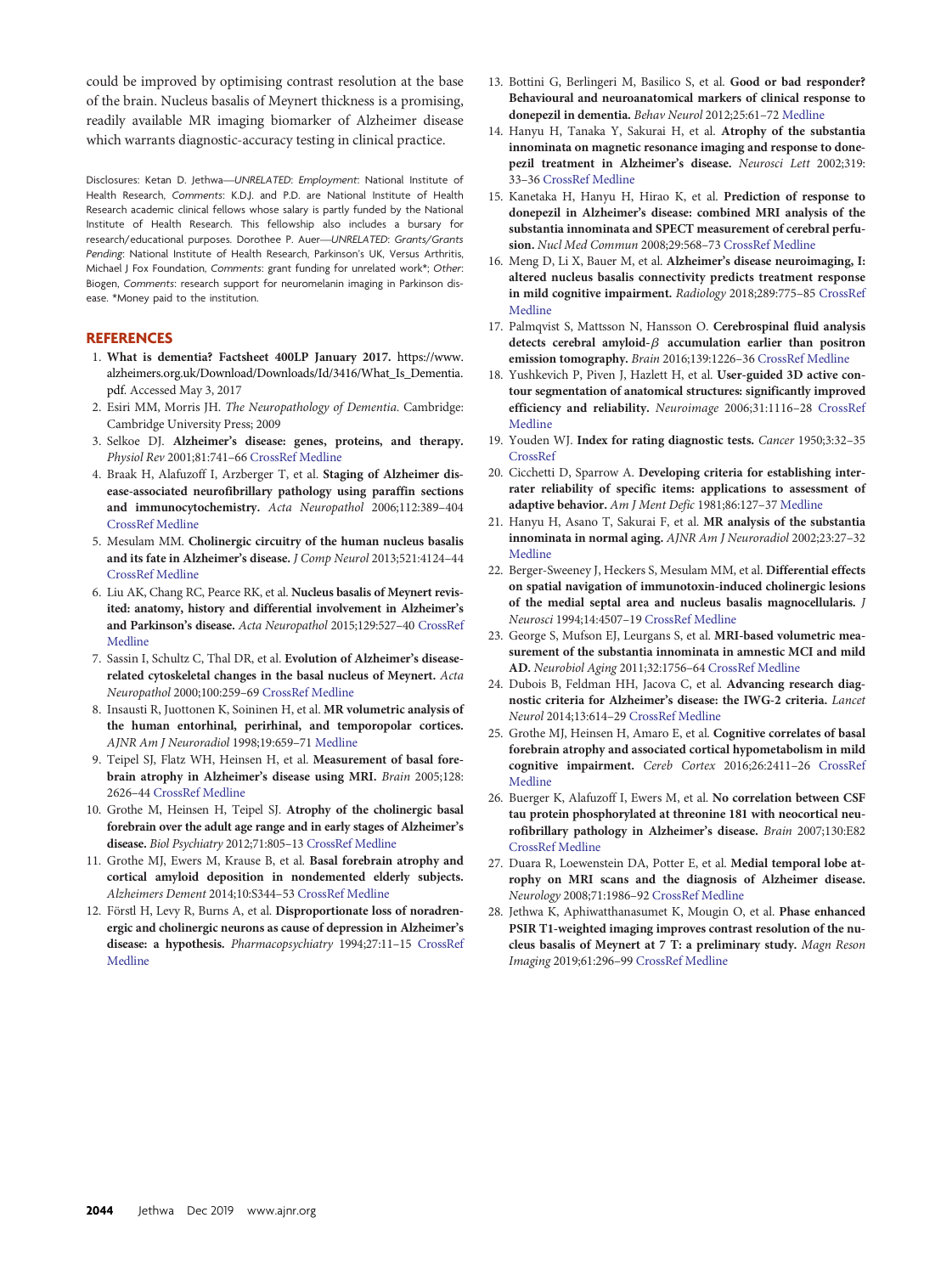could be improved by optimising contrast resolution at the base of the brain. Nucleus basalis of Meynert thickness is a promising, readily available MR imaging biomarker of Alzheimer disease which warrants diagnostic-accuracy testing in clinical practice.

Disclosures: Ketan D. Jethwa—*UNRELATED*: *Employment*: National Institute of Health Research, *Comments*: K.D.J. and P.D. are National Institute of Health Research academic clinical fellows whose salary is partly funded by the National Institute of Health Research. This fellowship also includes a bursary for research/educational purposes. Dorothee P. Auer—*UNRELATED*: *Grants/Grants Pending*: National Institute of Health Research, Parkinson's UK, Versus Arthritis, Michael J Fox Foundation, *Comments*: grant funding for unrelated work*; *Other*: Biogen, *Comments*: research support for neuromelanin imaging in Parkinson disease. *Money paid to the institution.

## REFERENCES

1. **What is dementia? Factsheet 400LP January 2017.** https://www.alzheimers.org.uk/Download/Downloads/Id/3416/What_Is_Dementia.pdf. Accessed May 3, 2017
2. Esiri MM, Morris JH. *The Neuropathology of Dementia*. Cambridge: Cambridge University Press; 2009
3. Selkoe DJ. **Alzheimer's disease: genes, proteins, and therapy.** *Physiol Rev* 2001;81:741–66 CrossRef Medline
4. Braak H, Alafuzoff I, Arzberger T, et al. **Staging of Alzheimer disease-associated neurofibrillary pathology using paraffin sections and immunocytochemistry.** *Acta Neuropathol* 2006;112:389–404 CrossRef Medline
5. Mesulam MM. **Cholinergic circuitry of the human nucleus basalis and its fate in Alzheimer's disease.** *J Comp Neurol* 2013;521:4124–44 CrossRef Medline
6. Liu AK, Chang RC, Pearce RK, et al. **Nucleus basalis of Meynert revisited: anatomy, history and differential involvement in Alzheimer's and Parkinson's disease.** *Acta Neuropathol* 2015;129:527–40 CrossRef Medline
7. Sassin I, Schultz C, Thal DR, et al. **Evolution of Alzheimer's disease-related cytoskeletal changes in the basal nucleus of Meynert.** *Acta Neuropathol* 2000;100:259–69 CrossRef Medline
8. Insausti R, Juottonen K, Soininen H, et al. **MR volumetric analysis of the human entorhinal, perirhinal, and temporopolar cortices.** *AJNR Am J Neuroradiol* 1998;19:659–71 Medline
9. Teipel SJ, Flatz WH, Heinsen H, et al. **Measurement of basal forebrain atrophy in Alzheimer's disease using MRI.** *Brain* 2005;128:2626–44 CrossRef Medline
10. Grothe M, Heinsen H, Teipel SJ. **Atrophy of the cholinergic basal forebrain over the adult age range and in early stages of Alzheimer's disease.** *Biol Psychiatry* 2012;71:805–13 CrossRef Medline
11. Grothe MJ, Ewers M, Krause B, et al. **Basal forebrain atrophy and cortical amyloid deposition in nondemented elderly subjects.** *Alzheimers Dement* 2014;10:S344–53 CrossRef Medline
12. Förstl H, Levy R, Burns A, et al. **Disproportionate loss of noradrenergic and cholinergic neurons as cause of depression in Alzheimer's disease: a hypothesis.** *Pharmacopsychiatry* 1994;27:11–15 CrossRef Medline
13. Bottini G, Berlingeri M, Basilico S, et al. **Good or bad responder? Behavioural and neuroanatomical markers of clinical response to donepezil in dementia.** *Behav Neurol* 2012;25:61–72 Medline
14. Hanyu H, Tanaka Y, Sakurai H, et al. **Atrophy of the substantia innominata on magnetic resonance imaging and response to donepezil treatment in Alzheimer's disease.** *Neurosci Lett* 2002;319:33–36 CrossRef Medline
15. Kanetaka H, Hanyu H, Hirao K, et al. **Prediction of response to donepezil in Alzheimer's disease: combined MRI analysis of the substantia innominata and SPECT measurement of cerebral perfusion.** *Nucl Med Commun* 2008;29:568–73 CrossRef Medline
16. Meng D, Li X, Bauer M, et al. **Alzheimer's disease neuroimaging, I: altered nucleus basalis connectivity predicts treatment response in mild cognitive impairment.** *Radiology* 2018;289:775–85 CrossRef Medline
17. Palmqvist S, Mattsson N, Hansson O. **Cerebrospinal fluid analysis detects cerebral amyloid-$\beta$ accumulation earlier than positron emission tomography.** *Brain* 2016;139:1226–36 CrossRef Medline
18. Yushkevich P, Piven J, Hazlett H, et al. **User-guided 3D active contour segmentation of anatomical structures: significantly improved efficiency and reliability.** *Neuroimage* 2006;31:1116–28 CrossRef Medline
19. Youden WJ. **Index for rating diagnostic tests.** *Cancer* 1950;3:32–35 CrossRef
20. Cicchetti D, Sparrow A. **Developing criteria for establishing interrater reliability of specific items: applications to assessment of adaptive behavior.** *Am J Ment Defic* 1981;86:127–37 Medline
21. Hanyu H, Asano T, Sakurai F, et al. **MR analysis of the substantia innominata in normal aging.** *AJNR Am J Neuroradiol* 2002;23:27–32 Medline
22. Berger-Sweeney J, Heckers S, Mesulam MM, et al. **Differential effects on spatial navigation of immunotoxin-induced cholinergic lesions of the medial septal area and nucleus basalis magnocellularis.** *J Neurosci* 1994;14:4507–19 CrossRef Medline
23. George S, Mufson EJ, Leurgans S, et al. **MRI-based volumetric measurement of the substantia innominata in amnestic MCI and mild AD.** *Neurobiol Aging* 2011;32:1756–64 CrossRef Medline
24. Dubois B, Feldman HH, Jacova C, et al. **Advancing research diagnostic criteria for Alzheimer's disease: the IWG-2 criteria.** *Lancet Neurol* 2014;13:614–29 CrossRef Medline
25. Grothe MJ, Heinsen H, Amaro E, et al. **Cognitive correlates of basal forebrain atrophy and associated cortical hypometabolism in mild cognitive impairment.** *Cereb Cortex* 2016;26:2411–26 CrossRef Medline
26. Buerger K, Alafuzoff I, Ewers M, et al. **No correlation between CSF tau protein phosphorylated at threonine 181 with neocortical neurofibrillary pathology in Alzheimer's disease.** *Brain* 2007;130:E82 CrossRef Medline
27. Duara R, Loewenstein DA, Potter E, et al. **Medial temporal lobe atrophy on MRI scans and the diagnosis of Alzheimer disease.** *Neurology* 2008;71:1986–92 CrossRef Medline
28. Jethwa K, Aphiwatthanasumet K, Mougin O, et al. **Phase enhanced PSIR T1-weighted imaging improves contrast resolution of the nucleus basalis of Meynert at 7 T: a preliminary study.** *Magn Reson Imaging* 2019;61:296–99 CrossRef Medline